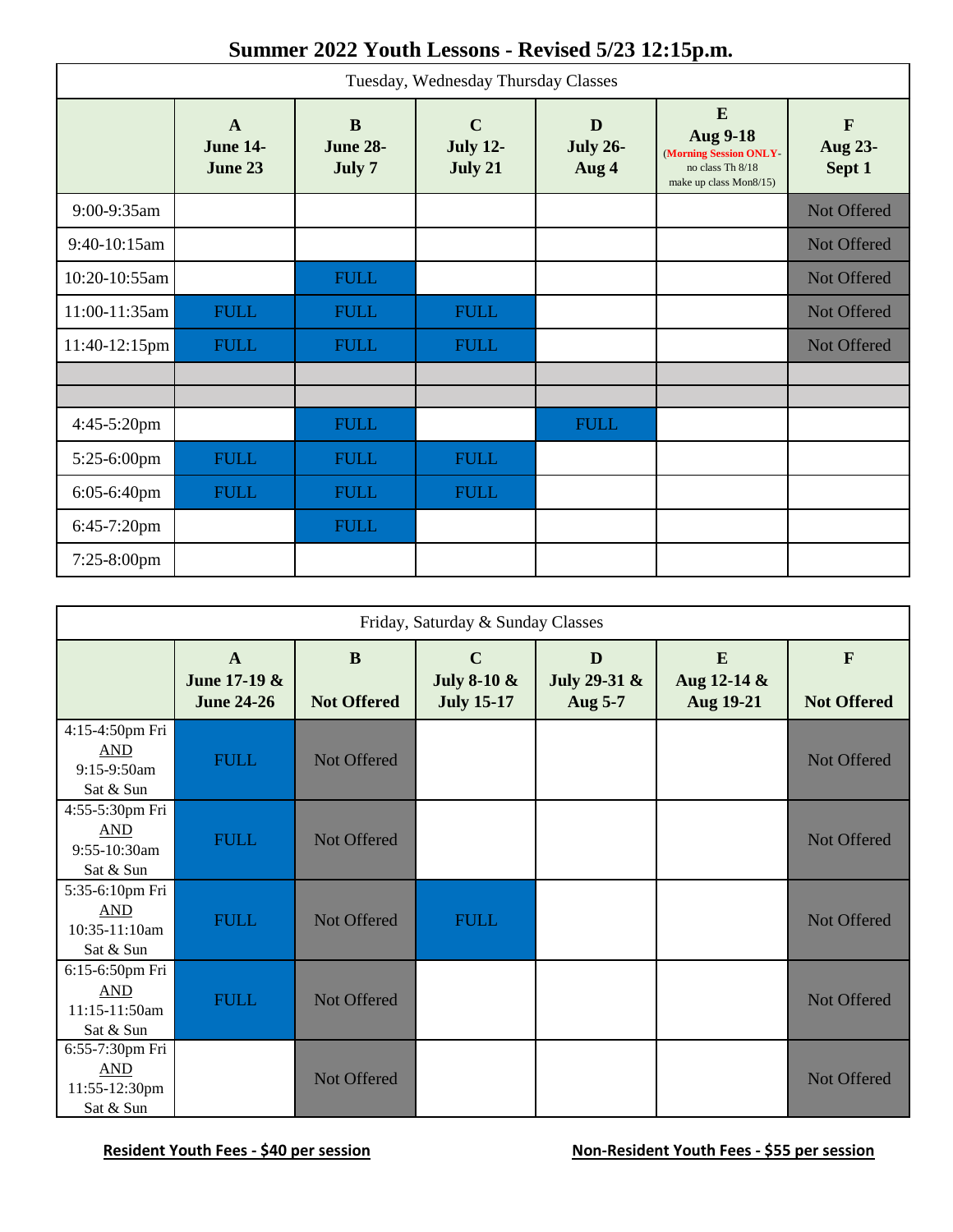# Summer 2022 Youth Lessons - Revised 5/23 12:15p.m.

| Tuesday, Wednesday Thursday Classes | | | | | | |
|---|---|---|---|---|---|---|
| | **A** **June 14-June 23** | **B** **June 28-July 7** | **C** **July 12-July 21** | **D** **July 26-Aug 4** | **E** **Aug 9-18** (Morning Session ONLY- no class Th 8/18 make up class Mon8/15) | **F** **Aug 23-Sept 1** |
| 9:00-9:35am | | | | | | Not Offered |
| 9:40-10:15am | | | | | | Not Offered |
| 10:20-10:55am | | FULL | | | | Not Offered |
| 11:00-11:35am | FULL | FULL | FULL | | | Not Offered |
| 11:40-12:15pm | FULL | FULL | FULL | | | Not Offered |
| | | | | | | |
| | | | | | | |
| 4:45-5:20pm | | FULL | | FULL | | |
| 5:25-6:00pm | FULL | FULL | FULL | | | |
| 6:05-6:40pm | FULL | FULL | FULL | | | |
| 6:45-7:20pm | | FULL | | | | |
| 7:25-8:00pm | | | | | | |

| Friday, Saturday & Sunday Classes | | | | | | |
|---|---|---|---|---|---|---|
| | **A** **June 17-19 & June 24-26** | **B** **Not Offered** | **C** **July 8-10 & July 15-17** | **D** **July 29-31 & Aug 5-7** | **E** **Aug 12-14 & Aug 19-21** | **F** **Not Offered** |
| 4:15-4:50pm Fri AND 9:15-9:50am Sat & Sun | FULL | Not Offered | | | | Not Offered |
| 4:55-5:30pm Fri AND 9:55-10:30am Sat & Sun | FULL | Not Offered | | | | Not Offered |
| 5:35-6:10pm Fri AND 10:35-11:10am Sat & Sun | FULL | Not Offered | FULL | | | Not Offered |
| 6:15-6:50pm Fri AND 11:15-11:50am Sat & Sun | FULL | Not Offered | | | | Not Offered |
| 6:55-7:30pm Fri AND 11:55-12:30pm Sat & Sun | | Not Offered | | | | Not Offered |

**Resident Youth Fees - $40 per session**

**Non-Resident Youth Fees - $55 per session**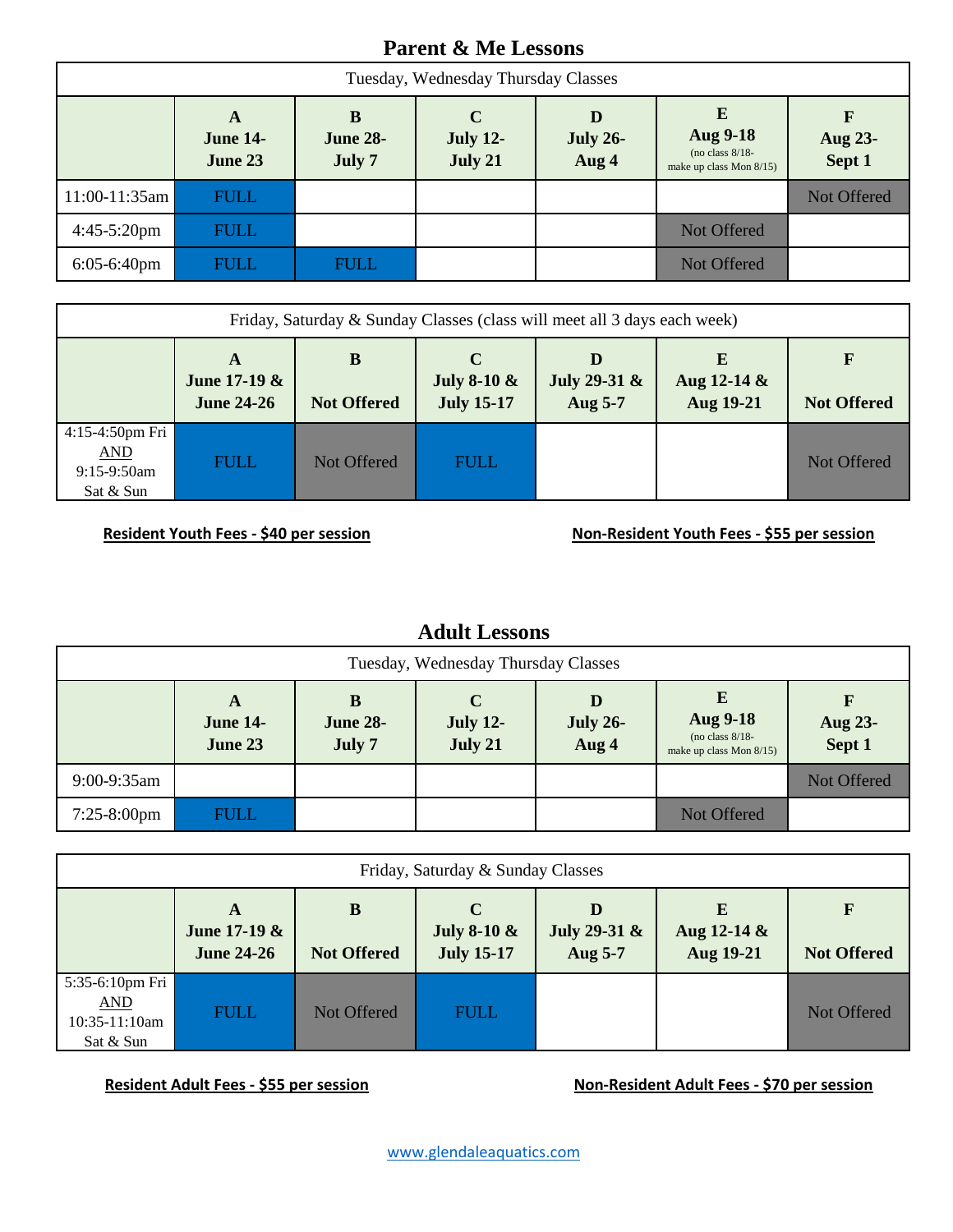# Parent & Me Lessons

| Tuesday, Wednesday Thursday Classes | | | | | | |
|---|---|---|---|---|---|---|
| | **A June 14- June 23** | **B June 28- July 7** | **C July 12- July 21** | **D July 26- Aug 4** | **E Aug 9-18** (no class 8/18- make up class Mon 8/15) | **F Aug 23- Sept 1** |
| 11:00-11:35am | FULL | | | | | Not Offered |
| 4:45-5:20pm | FULL | | | | Not Offered | |
| 6:05-6:40pm | FULL | FULL | | | Not Offered | |

| Friday, Saturday & Sunday Classes (class will meet all 3 days each week) | | | | | | |
|---|---|---|---|---|---|---|
| | **A June 17-19 & June 24-26** | **B Not Offered** | **C July 8-10 & July 15-17** | **D July 29-31 & Aug 5-7** | **E Aug 12-14 & Aug 19-21** | **F Not Offered** |
| 4:15-4:50pm Fri AND 9:15-9:50am Sat & Sun | FULL | Not Offered | FULL | | | Not Offered |

**Resident Youth Fees - $40 per session**

**Non-Resident Youth Fees - $55 per session**

# Adult Lessons

| Tuesday, Wednesday Thursday Classes | | | | | | |
|---|---|---|---|---|---|---|
| | **A June 14- June 23** | **B June 28- July 7** | **C July 12- July 21** | **D July 26- Aug 4** | **E Aug 9-18** (no class 8/18- make up class Mon 8/15) | **F Aug 23- Sept 1** |
| 9:00-9:35am | | | | | | Not Offered |
| 7:25-8:00pm | FULL | | | | Not Offered | |

| Friday, Saturday & Sunday Classes | | | | | | |
|---|---|---|---|---|---|---|
| | **A June 17-19 & June 24-26** | **B Not Offered** | **C July 8-10 & July 15-17** | **D July 29-31 & Aug 5-7** | **E Aug 12-14 & Aug 19-21** | **F Not Offered** |
| 5:35-6:10pm Fri AND 10:35-11:10am Sat & Sun | FULL | Not Offered | FULL | | | Not Offered |

**Resident Adult Fees - $55 per session**

**Non-Resident Adult Fees - $70 per session**

www.glendaleaquatics.com